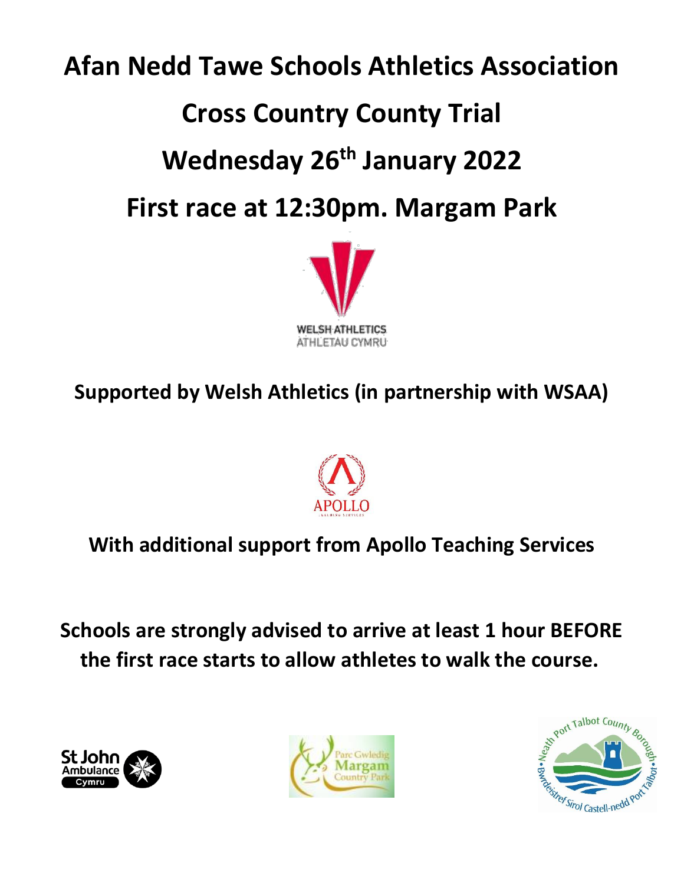# Afan Nedd Tawe Schools Athletics Association

# Cross Country County Trial

# Wednesday 26th January 2022

# First race at 12:30pm. Margam Park

**Supported by Welsh Athletics (in partnership with WSAA)**

**With additional support from Apollo Teaching Services**

**Schools are strongly advised to arrive at least 1 hour BEFORE the first race starts to allow athletes to walk the course.**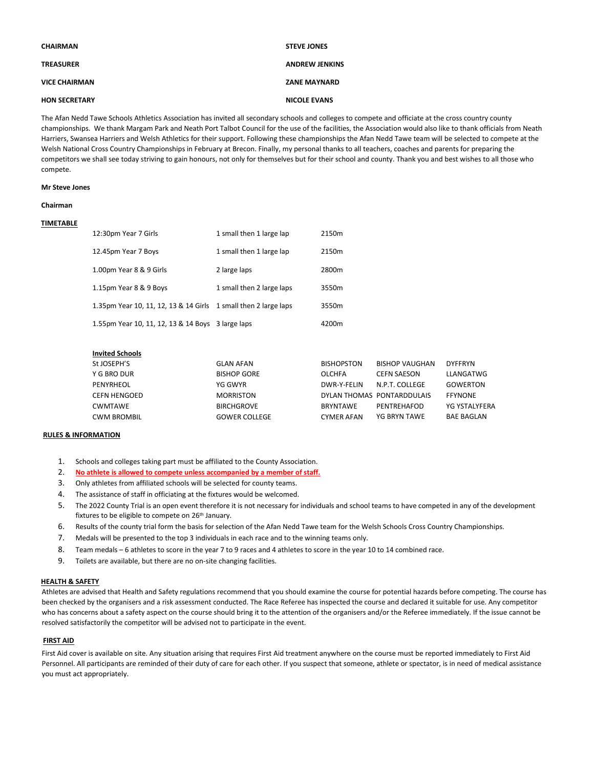| | |
|---|---|
| **CHAIRMAN** | **STEVE JONES** |
| **TREASURER** | **ANDREW JENKINS** |
| **VICE CHAIRMAN** | **ZANE MAYNARD** |
| **HON SECRETARY** | **NICOLE EVANS** |

The Afan Nedd Tawe Schools Athletics Association has invited all secondary schools and colleges to compete and officiate at the cross country county championships. We thank Margam Park and Neath Port Talbot Council for the use of the facilities, the Association would also like to thank officials from Neath Harriers, Swansea Harriers and Welsh Athletics for their support. Following these championships the Afan Nedd Tawe team will be selected to compete at the Welsh National Cross Country Championships in February at Brecon. Finally, my personal thanks to all teachers, coaches and parents for preparing the competitors we shall see today striving to gain honours, not only for themselves but for their school and county. Thank you and best wishes to all those who compete.

**Mr Steve Jones**

**Chairman**

## TIMETABLE

| Race | Laps | Distance |
|---|---|---|
| 12:30pm Year 7 Girls | 1 small then 1 large lap | 2150m |
| 12.45pm Year 7 Boys | 1 small then 1 large lap | 2150m |
| 1.00pm Year 8 & 9 Girls | 2 large laps | 2800m |
| 1.15pm Year 8 & 9 Boys | 1 small then 2 large laps | 3550m |
| 1.35pm Year 10, 11, 12, 13 & 14 Girls | 1 small then 2 large laps | 3550m |
| 1.55pm Year 10, 11, 12, 13 & 14 Boys | 3 large laps | 4200m |

## Invited Schools

| | | | | |
|---|---|---|---|---|
| St JOSEPH'S | GLAN AFAN | BISHOPSTON | BISHOP VAUGHAN | DYFFRYN |
| Y G BRO DUR | BISHOP GORE | OLCHFA | CEFN SAESON | LLANGATWG |
| PENYRHEOL | YG GWYR | DWR-Y-FELIN | N.P.T. COLLEGE | GOWERTON |
| CEFN HENGOED | MORRISTON | DYLAN THOMAS | PONTARDDULAIS | FFYNONE |
| CWMTAWE | BIRCHGROVE | BRYNTAWE | PENTREHAFOD | YG YSTALYFERA |
| CWM BROMBIL | GOWER COLLEGE | CYMER AFAN | YG BRYN TAWE | BAE BAGLAN |

## RULES & INFORMATION

1. Schools and colleges taking part must be affiliated to the County Association.
2. **No athlete is allowed to compete unless accompanied by a member of staff.**
3. Only athletes from affiliated schools will be selected for county teams.
4. The assistance of staff in officiating at the fixtures would be welcomed.
5. The 2022 County Trial is an open event therefore it is not necessary for individuals and school teams to have competed in any of the development fixtures to be eligible to compete on 26th January.
6. Results of the county trial form the basis for selection of the Afan Nedd Tawe team for the Welsh Schools Cross Country Championships.
7. Medals will be presented to the top 3 individuals in each race and to the winning teams only.
8. Team medals – 6 athletes to score in the year 7 to 9 races and 4 athletes to score in the year 10 to 14 combined race.
9. Toilets are available, but there are no on-site changing facilities.

## HEALTH & SAFETY

Athletes are advised that Health and Safety regulations recommend that you should examine the course for potential hazards before competing. The course has been checked by the organisers and a risk assessment conducted. The Race Referee has inspected the course and declared it suitable for use. Any competitor who has concerns about a safety aspect on the course should bring it to the attention of the organisers and/or the Referee immediately. If the issue cannot be resolved satisfactorily the competitor will be advised not to participate in the event.

## FIRST AID

First Aid cover is available on site. Any situation arising that requires First Aid treatment anywhere on the course must be reported immediately to First Aid Personnel. All participants are reminded of their duty of care for each other. If you suspect that someone, athlete or spectator, is in need of medical assistance you must act appropriately.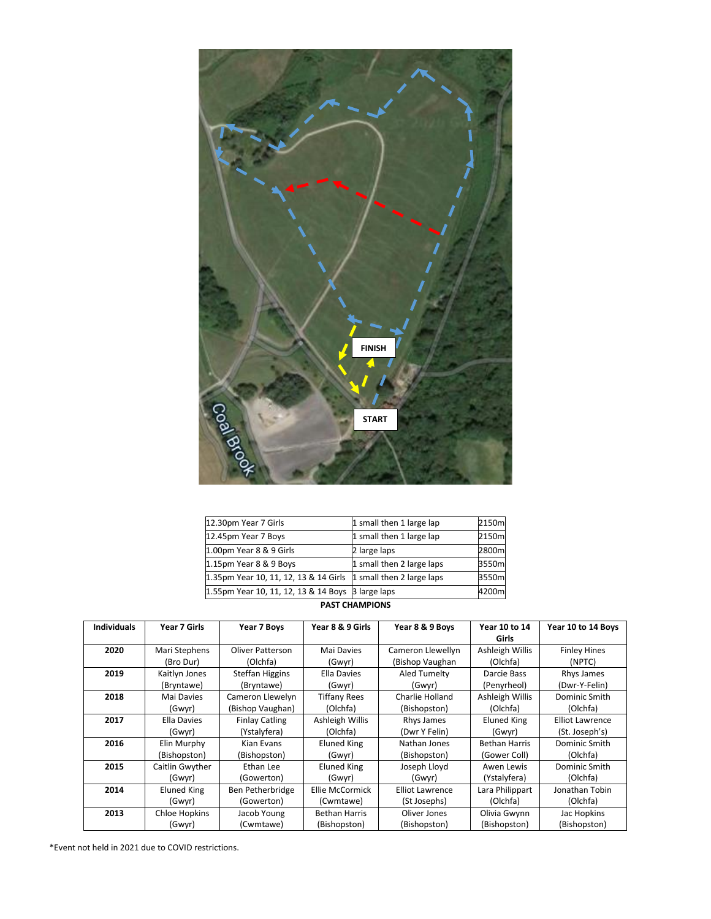FINISH

START

Coal Brook

| | | |
|---|---|---|
| 12.30pm Year 7 Girls | 1 small then 1 large lap | 2150m |
| 12.45pm Year 7 Boys | 1 small then 1 large lap | 2150m |
| 1.00pm Year 8 & 9 Girls | 2 large laps | 2800m |
| 1.15pm Year 8 & 9 Boys | 1 small then 2 large laps | 3550m |
| 1.35pm Year 10, 11, 12, 13 & 14 Girls | 1 small then 2 large laps | 3550m |
| 1.55pm Year 10, 11, 12, 13 & 14 Boys | 3 large laps | 4200m |

**PAST CHAMPIONS**

| Individuals | Year 7 Girls | Year 7 Boys | Year 8 & 9 Girls | Year 8 & 9 Boys | Year 10 to 14 Girls | Year 10 to 14 Boys |
|---|---|---|---|---|---|---|
| **2020** | Mari Stephens (Bro Dur) | Oliver Patterson (Olchfa) | Mai Davies (Gwyr) | Cameron Llewelyn (Bishop Vaughan | Ashleigh Willis (Olchfa) | Finley Hines (NPTC) |
| **2019** | Kaitlyn Jones (Bryntawe) | Steffan Higgins (Bryntawe) | Ella Davies (Gwyr) | Aled Tumelty (Gwyr) | Darcie Bass (Penyrheol) | Rhys James (Dwr-Y-Felin) |
| **2018** | Mai Davies (Gwyr) | Cameron Llewelyn (Bishop Vaughan) | Tiffany Rees (Olchfa) | Charlie Holland (Bishopston) | Ashleigh Willis (Olchfa) | Dominic Smith (Olchfa) |
| **2017** | Ella Davies (Gwyr) | Finlay Catling (Ystalyfera) | Ashleigh Willis (Olchfa) | Rhys James (Dwr Y Felin) | Eluned King (Gwyr) | Elliot Lawrence (St. Joseph's) |
| **2016** | Elin Murphy (Bishopston) | Kian Evans (Bishopston) | Eluned King (Gwyr) | Nathan Jones (Bishopston) | Bethan Harris (Gower Coll) | Dominic Smith (Olchfa) |
| **2015** | Caitlin Gwyther (Gwyr) | Ethan Lee (Gowerton) | Eluned King (Gwyr) | Joseph Lloyd (Gwyr) | Awen Lewis (Ystalyfera) | Dominic Smith (Olchfa) |
| **2014** | Eluned King (Gwyr) | Ben Petherbridge (Gowerton) | Ellie McCormick (Cwmtawe) | Elliot Lawrence (St Josephs) | Lara Philippart (Olchfa) | Jonathan Tobin (Olchfa) |
| **2013** | Chloe Hopkins (Gwyr) | Jacob Young (Cwmtawe) | Bethan Harris (Bishopston) | Oliver Jones (Bishopston) | Olivia Gwynn (Bishopston) | Jac Hopkins (Bishopston) |

*Event not held in 2021 due to COVID restrictions.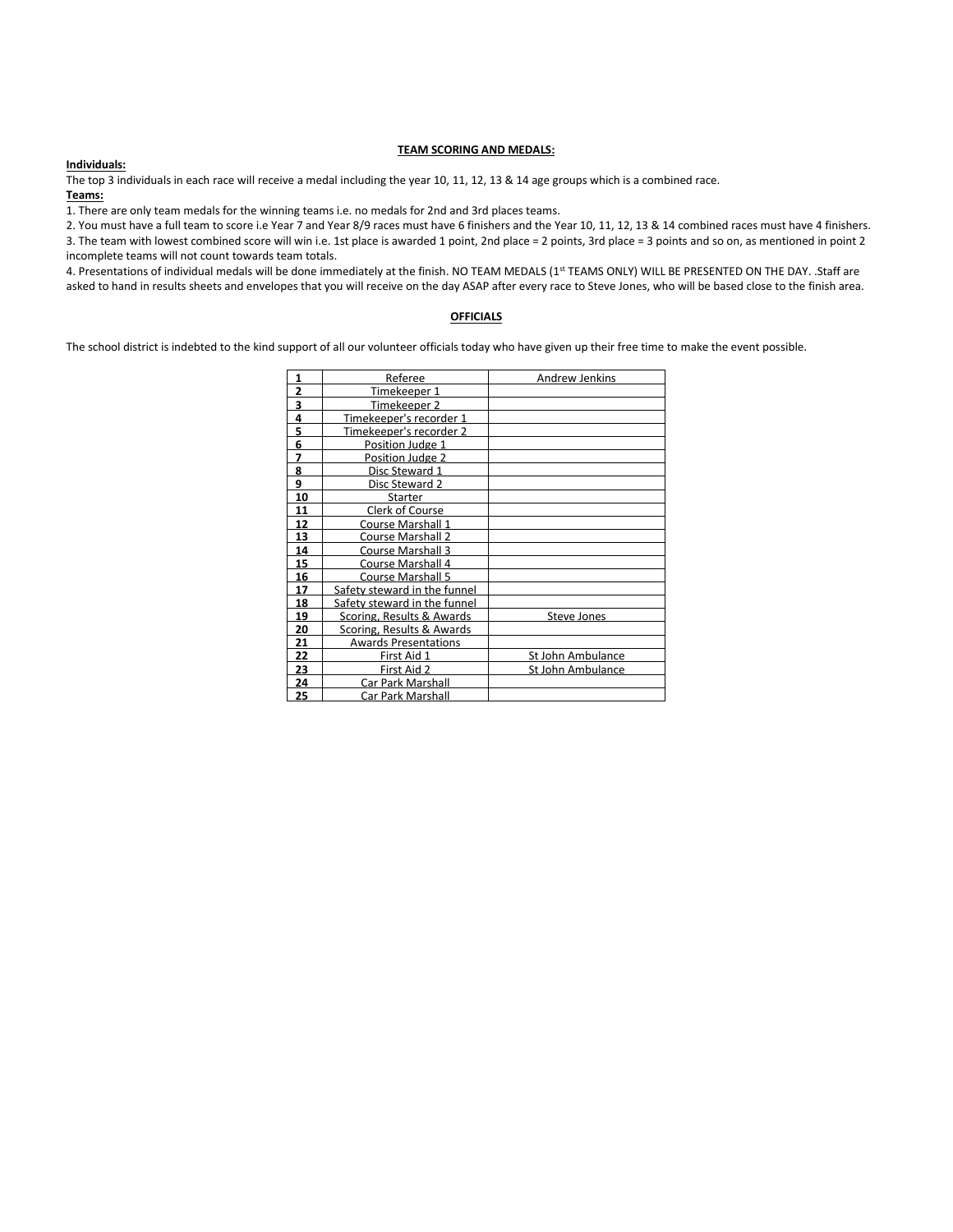## TEAM SCORING AND MEDALS:

**Individuals:**

The top 3 individuals in each race will receive a medal including the year 10, 11, 12, 13 & 14 age groups which is a combined race.

**Teams:**

1. There are only team medals for the winning teams i.e. no medals for 2nd and 3rd places teams.
2. You must have a full team to score i.e Year 7 and Year 8/9 races must have 6 finishers and the Year 10, 11, 12, 13 & 14 combined races must have 4 finishers.
3. The team with lowest combined score will win i.e. 1st place is awarded 1 point, 2nd place = 2 points, 3rd place = 3 points and so on, as mentioned in point 2 incomplete teams will not count towards team totals.
4. Presentations of individual medals will be done immediately at the finish. NO TEAM MEDALS (1st TEAMS ONLY) WILL BE PRESENTED ON THE DAY. .Staff are asked to hand in results sheets and envelopes that you will receive on the day ASAP after every race to Steve Jones, who will be based close to the finish area.

## OFFICIALS

The school district is indebted to the kind support of all our volunteer officials today who have given up their free time to make the event possible.

| | | |
|---|---|---|
| 1 | Referee | Andrew Jenkins |
| 2 | Timekeeper 1 | |
| 3 | Timekeeper 2 | |
| 4 | Timekeeper's recorder 1 | |
| 5 | Timekeeper's recorder 2 | |
| 6 | Position Judge 1 | |
| 7 | Position Judge 2 | |
| 8 | Disc Steward 1 | |
| 9 | Disc Steward 2 | |
| 10 | Starter | |
| 11 | Clerk of Course | |
| 12 | Course Marshall 1 | |
| 13 | Course Marshall 2 | |
| 14 | Course Marshall 3 | |
| 15 | Course Marshall 4 | |
| 16 | Course Marshall 5 | |
| 17 | Safety steward in the funnel | |
| 18 | Safety steward in the funnel | |
| 19 | Scoring, Results & Awards | Steve Jones |
| 20 | Scoring, Results & Awards | |
| 21 | Awards Presentations | |
| 22 | First Aid 1 | St John Ambulance |
| 23 | First Aid 2 | St John Ambulance |
| 24 | Car Park Marshall | |
| 25 | Car Park Marshall | |